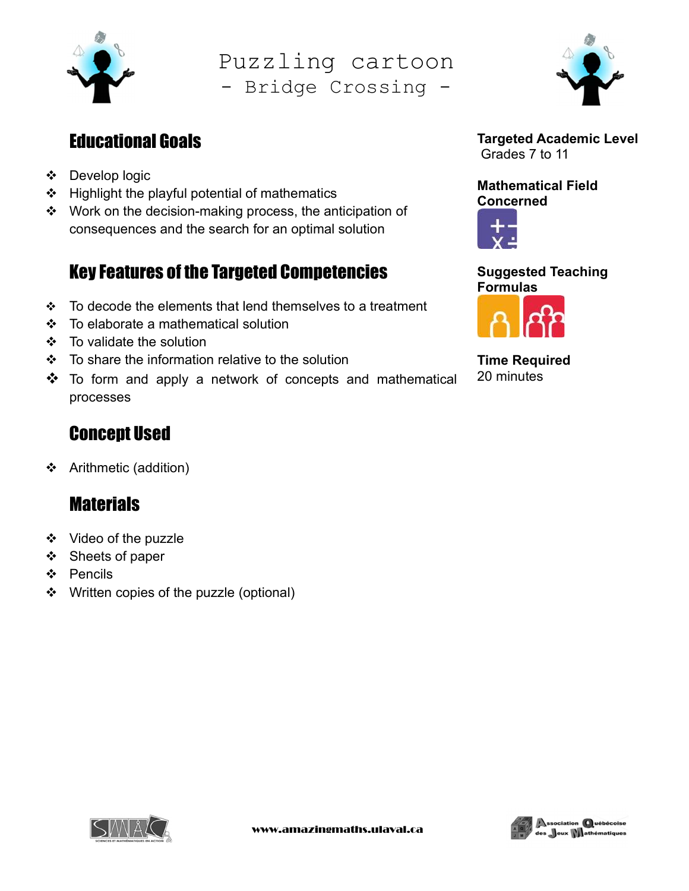# Puzzling cartoon
## - Bridge Crossing -

## Educational Goals

- Develop logic
- Highlight the playful potential of mathematics
- Work on the decision-making process, the anticipation of consequences and the search for an optimal solution

## Key Features of the Targeted Competencies

- To decode the elements that lend themselves to a treatment
- To elaborate a mathematical solution
- To validate the solution
- To share the information relative to the solution
- To form and apply a network of concepts and mathematical processes

## Concept Used

- Arithmetic (addition)

## Materials

- Video of the puzzle
- Sheets of paper
- Pencils
- Written copies of the puzzle (optional)

**Targeted Academic Level**
Grades 7 to 11

**Mathematical Field Concerned**

**Suggested Teaching Formulas**

**Time Required**
20 minutes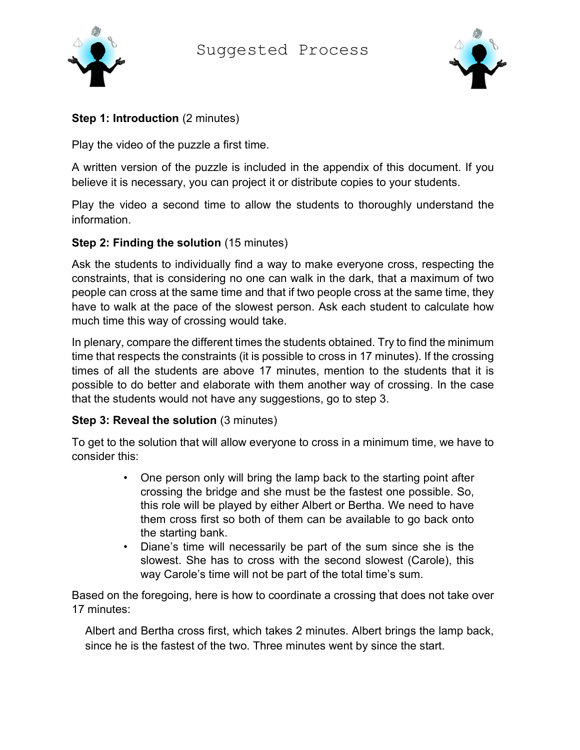# Suggested Process

**Step 1: Introduction** (2 minutes)

Play the video of the puzzle a first time.

A written version of the puzzle is included in the appendix of this document. If you believe it is necessary, you can project it or distribute copies to your students.

Play the video a second time to allow the students to thoroughly understand the information.

**Step 2: Finding the solution** (15 minutes)

Ask the students to individually find a way to make everyone cross, respecting the constraints, that is considering no one can walk in the dark, that a maximum of two people can cross at the same time and that if two people cross at the same time, they have to walk at the pace of the slowest person. Ask each student to calculate how much time this way of crossing would take.

In plenary, compare the different times the students obtained. Try to find the minimum time that respects the constraints (it is possible to cross in 17 minutes). If the crossing times of all the students are above 17 minutes, mention to the students that it is possible to do better and elaborate with them another way of crossing. In the case that the students would not have any suggestions, go to step 3.

**Step 3: Reveal the solution** (3 minutes)

To get to the solution that will allow everyone to cross in a minimum time, we have to consider this:

- One person only will bring the lamp back to the starting point after crossing the bridge and she must be the fastest one possible. So, this role will be played by either Albert or Bertha. We need to have them cross first so both of them can be available to go back onto the starting bank.
- Diane's time will necessarily be part of the sum since she is the slowest. She has to cross with the second slowest (Carole), this way Carole's time will not be part of the total time's sum.

Based on the foregoing, here is how to coordinate a crossing that does not take over 17 minutes:

Albert and Bertha cross first, which takes 2 minutes. Albert brings the lamp back, since he is the fastest of the two. Three minutes went by since the start.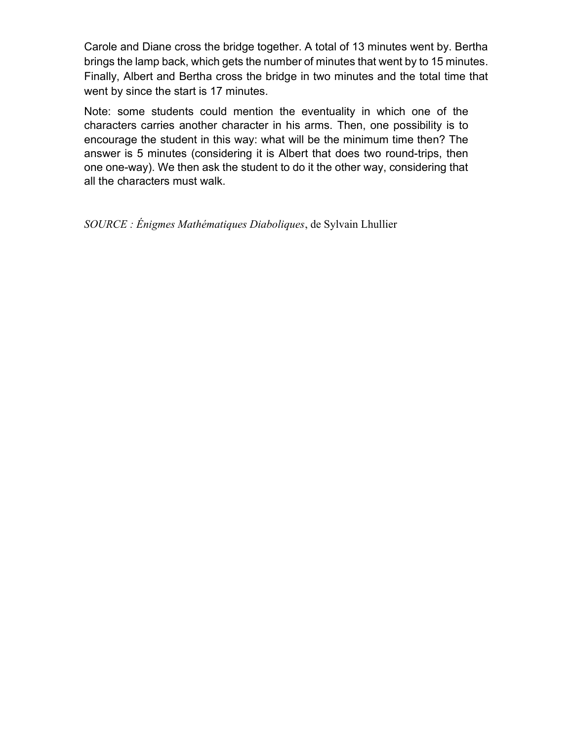Carole and Diane cross the bridge together. A total of 13 minutes went by. Bertha brings the lamp back, which gets the number of minutes that went by to 15 minutes. Finally, Albert and Bertha cross the bridge in two minutes and the total time that went by since the start is 17 minutes.

Note: some students could mention the eventuality in which one of the characters carries another character in his arms. Then, one possibility is to encourage the student in this way: what will be the minimum time then? The answer is 5 minutes (considering it is Albert that does two round-trips, then one one-way). We then ask the student to do it the other way, considering that all the characters must walk.

*SOURCE : Énigmes Mathématiques Diaboliques*, de Sylvain Lhullier